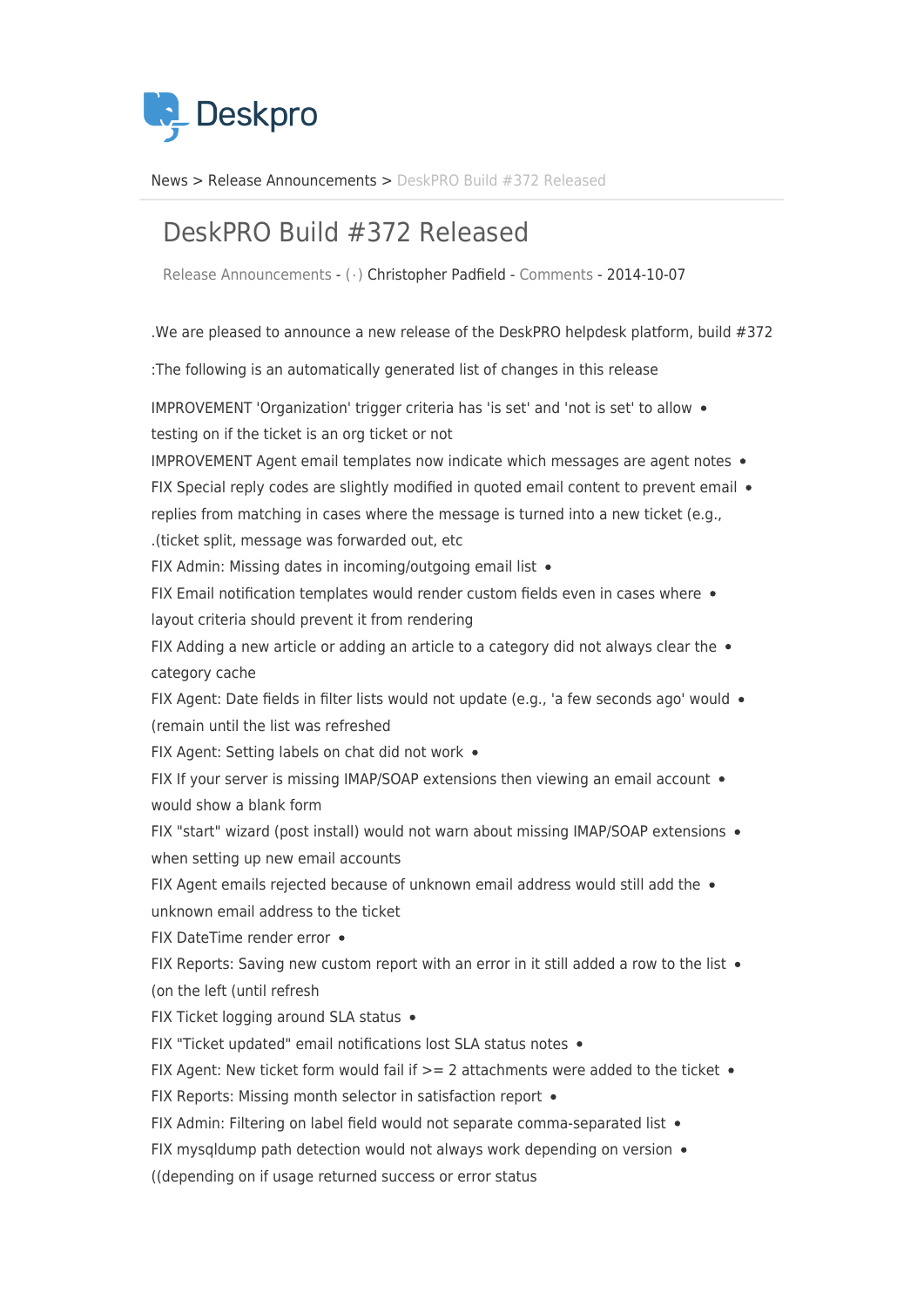News > Release Announcements > DeskPRO Build #372 Released

# DeskPRO Build #372 Released

Release Announcements - (·) Christopher Padfield - Comments - 2014-10-07

.We are pleased to announce a new release of the DeskPRO helpdesk platform, build #372

:The following is an automatically generated list of changes in this release

- IMPROVEMENT 'Organization' trigger criteria has 'is set' and 'not is set' to allow testing on if the ticket is an org ticket or not
- IMPROVEMENT Agent email templates now indicate which messages are agent notes
- FIX Special reply codes are slightly modified in quoted email content to prevent email replies from matching in cases where the message is turned into a new ticket (e.g., .(ticket split, message was forwarded out, etc
- FIX Admin: Missing dates in incoming/outgoing email list
- FIX Email notification templates would render custom fields even in cases where layout criteria should prevent it from rendering
- FIX Adding a new article or adding an article to a category did not always clear the category cache
- FIX Agent: Date fields in filter lists would not update (e.g., 'a few seconds ago' would (remain until the list was refreshed
- FIX Agent: Setting labels on chat did not work
- FIX If your server is missing IMAP/SOAP extensions then viewing an email account would show a blank form
- FIX "start" wizard (post install) would not warn about missing IMAP/SOAP extensions when setting up new email accounts
- FIX Agent emails rejected because of unknown email address would still add the unknown email address to the ticket
- FIX DateTime render error
- FIX Reports: Saving new custom report with an error in it still added a row to the list (on the left (until refresh
- FIX Ticket logging around SLA status
- FIX "Ticket updated" email notifications lost SLA status notes
- FIX Agent: New ticket form would fail if >= 2 attachments were added to the ticket
- FIX Reports: Missing month selector in satisfaction report
- FIX Admin: Filtering on label field would not separate comma-separated list
- FIX mysqldump path detection would not always work depending on version ((depending on if usage returned success or error status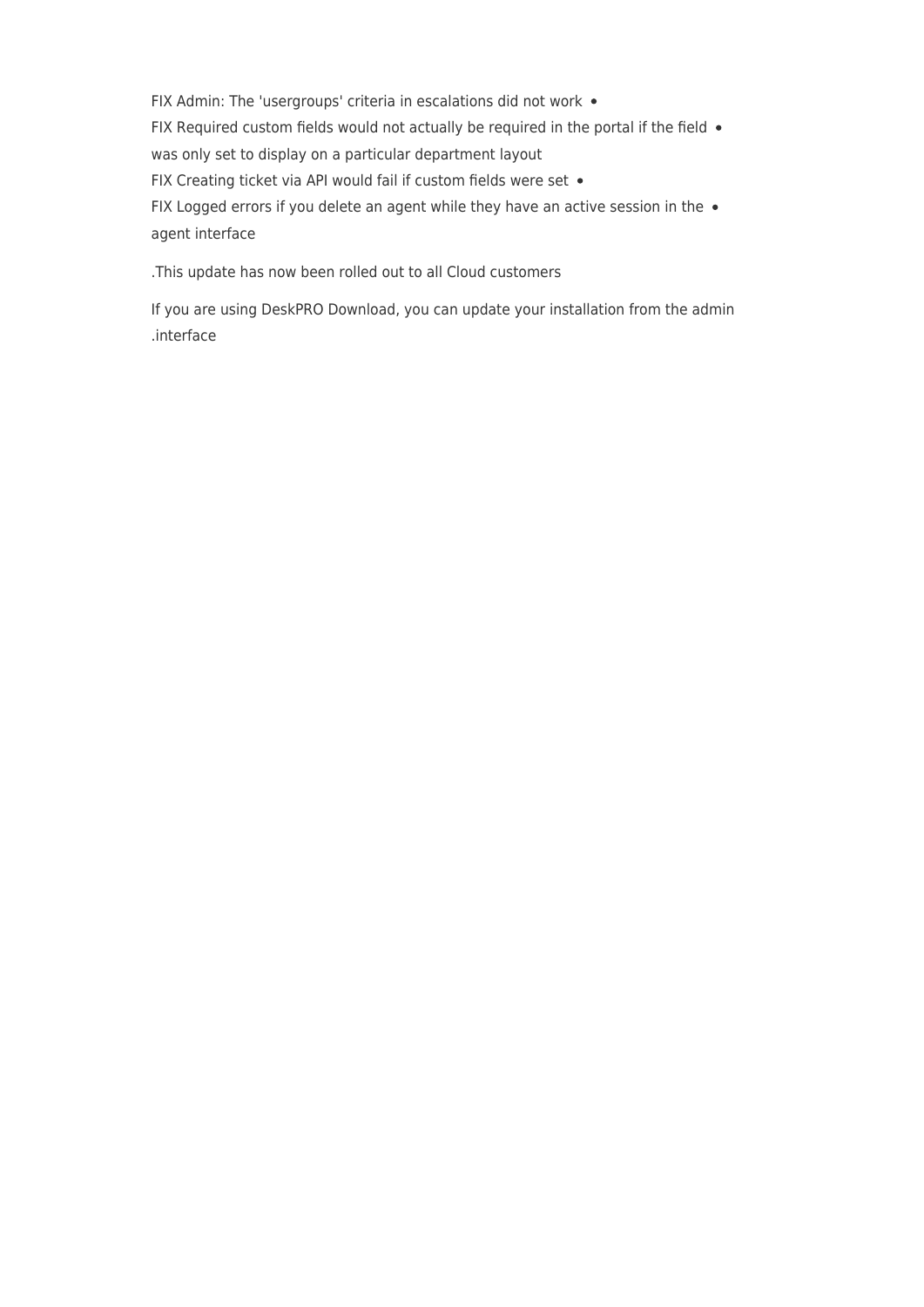- FIX Admin: The 'usergroups' criteria in escalations did not work
- FIX Required custom fields would not actually be required in the portal if the field was only set to display on a particular department layout
- FIX Creating ticket via API would fail if custom fields were set
- FIX Logged errors if you delete an agent while they have an active session in the agent interface

This update has now been rolled out to all Cloud customers.

If you are using DeskPRO Download, you can update your installation from the admin interface.